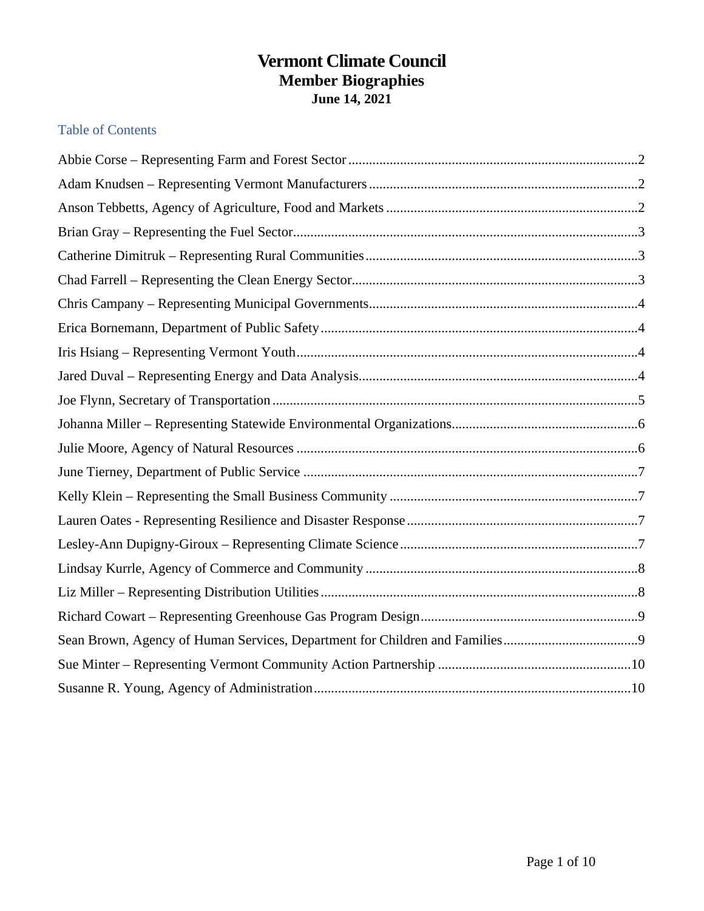# Vermont Climate Council

## Member Biographies

### June 14, 2021

Table of Contents

Abbie Corse – Representing Farm and Forest Sector .......... 2

Adam Knudsen – Representing Vermont Manufacturers .......... 2

Anson Tebbetts, Agency of Agriculture, Food and Markets .......... 2

Brian Gray – Representing the Fuel Sector .......... 3

Catherine Dimitruk – Representing Rural Communities .......... 3

Chad Farrell – Representing the Clean Energy Sector .......... 3

Chris Campany – Representing Municipal Governments .......... 4

Erica Bornemann, Department of Public Safety .......... 4

Iris Hsiang – Representing Vermont Youth .......... 4

Jared Duval – Representing Energy and Data Analysis .......... 4

Joe Flynn, Secretary of Transportation .......... 5

Johanna Miller – Representing Statewide Environmental Organizations .......... 6

Julie Moore, Agency of Natural Resources .......... 6

June Tierney, Department of Public Service .......... 7

Kelly Klein – Representing the Small Business Community .......... 7

Lauren Oates - Representing Resilience and Disaster Response .......... 7

Lesley-Ann Dupigny-Giroux – Representing Climate Science .......... 7

Lindsay Kurrle, Agency of Commerce and Community .......... 8

Liz Miller – Representing Distribution Utilities .......... 8

Richard Cowart – Representing Greenhouse Gas Program Design .......... 9

Sean Brown, Agency of Human Services, Department for Children and Families .......... 9

Sue Minter – Representing Vermont Community Action Partnership .......... 10

Susanne R. Young, Agency of Administration .......... 10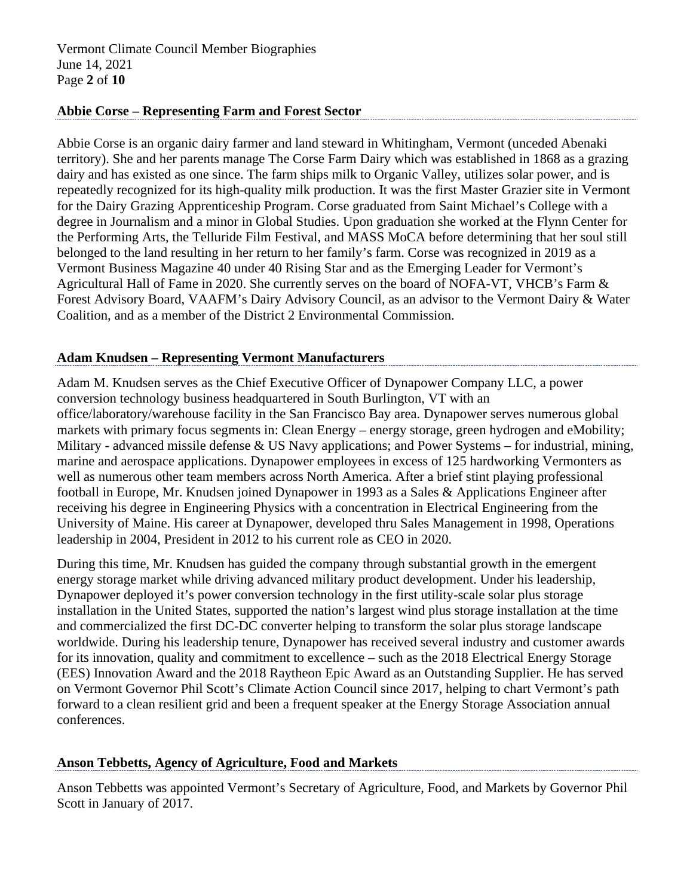## Abbie Corse – Representing Farm and Forest Sector

Abbie Corse is an organic dairy farmer and land steward in Whitingham, Vermont (unceded Abenaki territory). She and her parents manage The Corse Farm Dairy which was established in 1868 as a grazing dairy and has existed as one since. The farm ships milk to Organic Valley, utilizes solar power, and is repeatedly recognized for its high-quality milk production. It was the first Master Grazier site in Vermont for the Dairy Grazing Apprenticeship Program. Corse graduated from Saint Michael's College with a degree in Journalism and a minor in Global Studies. Upon graduation she worked at the Flynn Center for the Performing Arts, the Telluride Film Festival, and MASS MoCA before determining that her soul still belonged to the land resulting in her return to her family's farm. Corse was recognized in 2019 as a Vermont Business Magazine 40 under 40 Rising Star and as the Emerging Leader for Vermont's Agricultural Hall of Fame in 2020. She currently serves on the board of NOFA-VT, VHCB's Farm & Forest Advisory Board, VAAFM's Dairy Advisory Council, as an advisor to the Vermont Dairy & Water Coalition, and as a member of the District 2 Environmental Commission.

## Adam Knudsen – Representing Vermont Manufacturers

Adam M. Knudsen serves as the Chief Executive Officer of Dynapower Company LLC, a power conversion technology business headquartered in South Burlington, VT with an office/laboratory/warehouse facility in the San Francisco Bay area. Dynapower serves numerous global markets with primary focus segments in: Clean Energy – energy storage, green hydrogen and eMobility; Military - advanced missile defense & US Navy applications; and Power Systems – for industrial, mining, marine and aerospace applications. Dynapower employees in excess of 125 hardworking Vermonters as well as numerous other team members across North America. After a brief stint playing professional football in Europe, Mr. Knudsen joined Dynapower in 1993 as a Sales & Applications Engineer after receiving his degree in Engineering Physics with a concentration in Electrical Engineering from the University of Maine. His career at Dynapower, developed thru Sales Management in 1998, Operations leadership in 2004, President in 2012 to his current role as CEO in 2020.

During this time, Mr. Knudsen has guided the company through substantial growth in the emergent energy storage market while driving advanced military product development. Under his leadership, Dynapower deployed it's power conversion technology in the first utility-scale solar plus storage installation in the United States, supported the nation's largest wind plus storage installation at the time and commercialized the first DC-DC converter helping to transform the solar plus storage landscape worldwide. During his leadership tenure, Dynapower has received several industry and customer awards for its innovation, quality and commitment to excellence – such as the 2018 Electrical Energy Storage (EES) Innovation Award and the 2018 Raytheon Epic Award as an Outstanding Supplier. He has served on Vermont Governor Phil Scott's Climate Action Council since 2017, helping to chart Vermont's path forward to a clean resilient grid and been a frequent speaker at the Energy Storage Association annual conferences.

## Anson Tebbetts, Agency of Agriculture, Food and Markets

Anson Tebbetts was appointed Vermont's Secretary of Agriculture, Food, and Markets by Governor Phil Scott in January of 2017.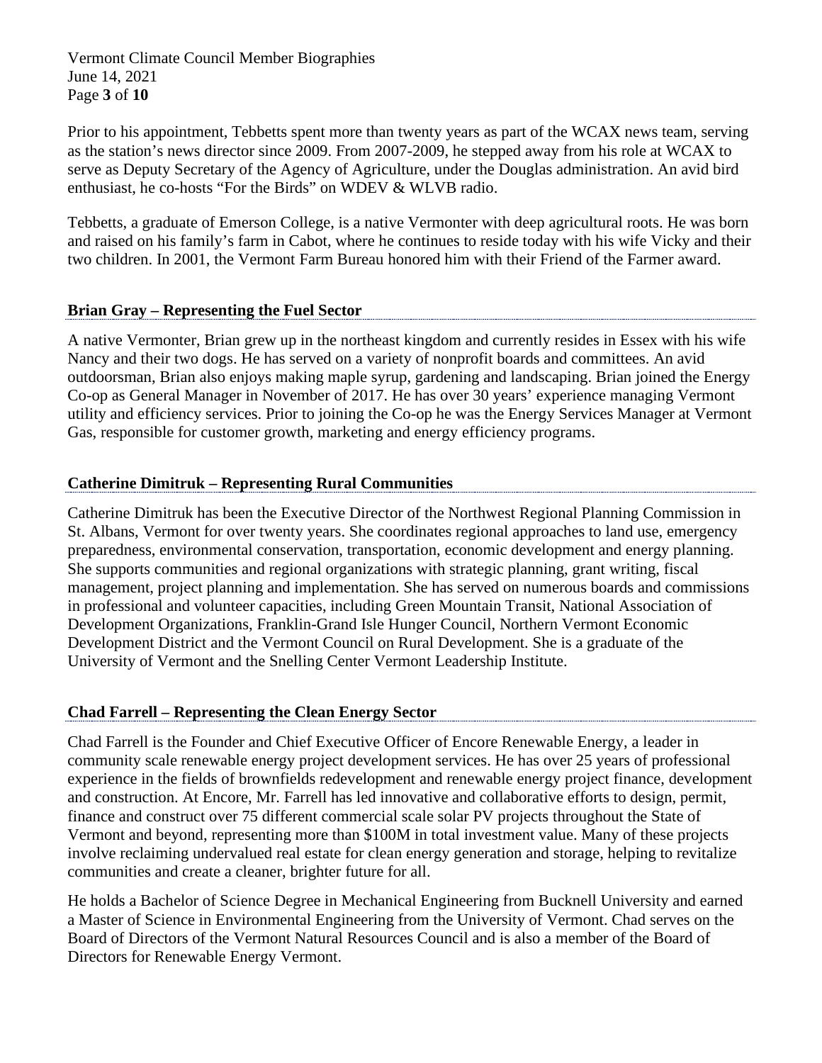Prior to his appointment, Tebbetts spent more than twenty years as part of the WCAX news team, serving as the station's news director since 2009. From 2007-2009, he stepped away from his role at WCAX to serve as Deputy Secretary of the Agency of Agriculture, under the Douglas administration. An avid bird enthusiast, he co-hosts "For the Birds" on WDEV & WLVB radio.

Tebbetts, a graduate of Emerson College, is a native Vermonter with deep agricultural roots. He was born and raised on his family's farm in Cabot, where he continues to reside today with his wife Vicky and their two children. In 2001, the Vermont Farm Bureau honored him with their Friend of the Farmer award.

**Brian Gray – Representing the Fuel Sector**

A native Vermonter, Brian grew up in the northeast kingdom and currently resides in Essex with his wife Nancy and their two dogs. He has served on a variety of nonprofit boards and committees. An avid outdoorsman, Brian also enjoys making maple syrup, gardening and landscaping. Brian joined the Energy Co-op as General Manager in November of 2017. He has over 30 years' experience managing Vermont utility and efficiency services. Prior to joining the Co-op he was the Energy Services Manager at Vermont Gas, responsible for customer growth, marketing and energy efficiency programs.

**Catherine Dimitruk – Representing Rural Communities**

Catherine Dimitruk has been the Executive Director of the Northwest Regional Planning Commission in St. Albans, Vermont for over twenty years. She coordinates regional approaches to land use, emergency preparedness, environmental conservation, transportation, economic development and energy planning. She supports communities and regional organizations with strategic planning, grant writing, fiscal management, project planning and implementation. She has served on numerous boards and commissions in professional and volunteer capacities, including Green Mountain Transit, National Association of Development Organizations, Franklin-Grand Isle Hunger Council, Northern Vermont Economic Development District and the Vermont Council on Rural Development. She is a graduate of the University of Vermont and the Snelling Center Vermont Leadership Institute.

**Chad Farrell – Representing the Clean Energy Sector**

Chad Farrell is the Founder and Chief Executive Officer of Encore Renewable Energy, a leader in community scale renewable energy project development services. He has over 25 years of professional experience in the fields of brownfields redevelopment and renewable energy project finance, development and construction. At Encore, Mr. Farrell has led innovative and collaborative efforts to design, permit, finance and construct over 75 different commercial scale solar PV projects throughout the State of Vermont and beyond, representing more than $100M in total investment value. Many of these projects involve reclaiming undervalued real estate for clean energy generation and storage, helping to revitalize communities and create a cleaner, brighter future for all.

He holds a Bachelor of Science Degree in Mechanical Engineering from Bucknell University and earned a Master of Science in Environmental Engineering from the University of Vermont. Chad serves on the Board of Directors of the Vermont Natural Resources Council and is also a member of the Board of Directors for Renewable Energy Vermont.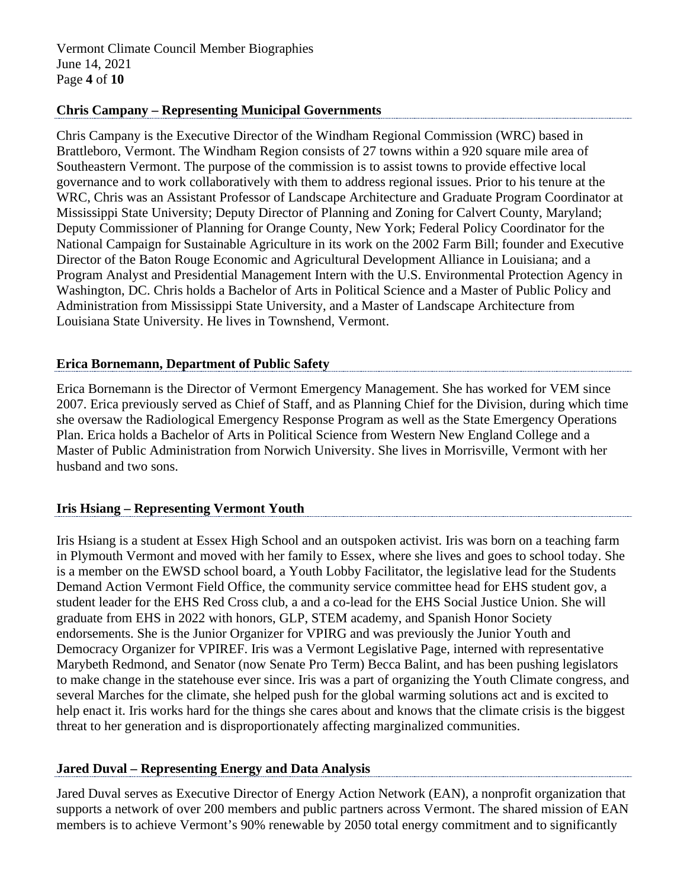### Chris Campany – Representing Municipal Governments

Chris Campany is the Executive Director of the Windham Regional Commission (WRC) based in Brattleboro, Vermont. The Windham Region consists of 27 towns within a 920 square mile area of Southeastern Vermont. The purpose of the commission is to assist towns to provide effective local governance and to work collaboratively with them to address regional issues. Prior to his tenure at the WRC, Chris was an Assistant Professor of Landscape Architecture and Graduate Program Coordinator at Mississippi State University; Deputy Director of Planning and Zoning for Calvert County, Maryland; Deputy Commissioner of Planning for Orange County, New York; Federal Policy Coordinator for the National Campaign for Sustainable Agriculture in its work on the 2002 Farm Bill; founder and Executive Director of the Baton Rouge Economic and Agricultural Development Alliance in Louisiana; and a Program Analyst and Presidential Management Intern with the U.S. Environmental Protection Agency in Washington, DC. Chris holds a Bachelor of Arts in Political Science and a Master of Public Policy and Administration from Mississippi State University, and a Master of Landscape Architecture from Louisiana State University. He lives in Townshend, Vermont.

### Erica Bornemann, Department of Public Safety

Erica Bornemann is the Director of Vermont Emergency Management. She has worked for VEM since 2007. Erica previously served as Chief of Staff, and as Planning Chief for the Division, during which time she oversaw the Radiological Emergency Response Program as well as the State Emergency Operations Plan. Erica holds a Bachelor of Arts in Political Science from Western New England College and a Master of Public Administration from Norwich University. She lives in Morrisville, Vermont with her husband and two sons.

### Iris Hsiang – Representing Vermont Youth

Iris Hsiang is a student at Essex High School and an outspoken activist. Iris was born on a teaching farm in Plymouth Vermont and moved with her family to Essex, where she lives and goes to school today. She is a member on the EWSD school board, a Youth Lobby Facilitator, the legislative lead for the Students Demand Action Vermont Field Office, the community service committee head for EHS student gov, a student leader for the EHS Red Cross club, a and a co-lead for the EHS Social Justice Union. She will graduate from EHS in 2022 with honors, GLP, STEM academy, and Spanish Honor Society endorsements. She is the Junior Organizer for VPIRG and was previously the Junior Youth and Democracy Organizer for VPIREF. Iris was a Vermont Legislative Page, interned with representative Marybeth Redmond, and Senator (now Senate Pro Term) Becca Balint, and has been pushing legislators to make change in the statehouse ever since. Iris was a part of organizing the Youth Climate congress, and several Marches for the climate, she helped push for the global warming solutions act and is excited to help enact it. Iris works hard for the things she cares about and knows that the climate crisis is the biggest threat to her generation and is disproportionately affecting marginalized communities.

### Jared Duval – Representing Energy and Data Analysis

Jared Duval serves as Executive Director of Energy Action Network (EAN), a nonprofit organization that supports a network of over 200 members and public partners across Vermont. The shared mission of EAN members is to achieve Vermont's 90% renewable by 2050 total energy commitment and to significantly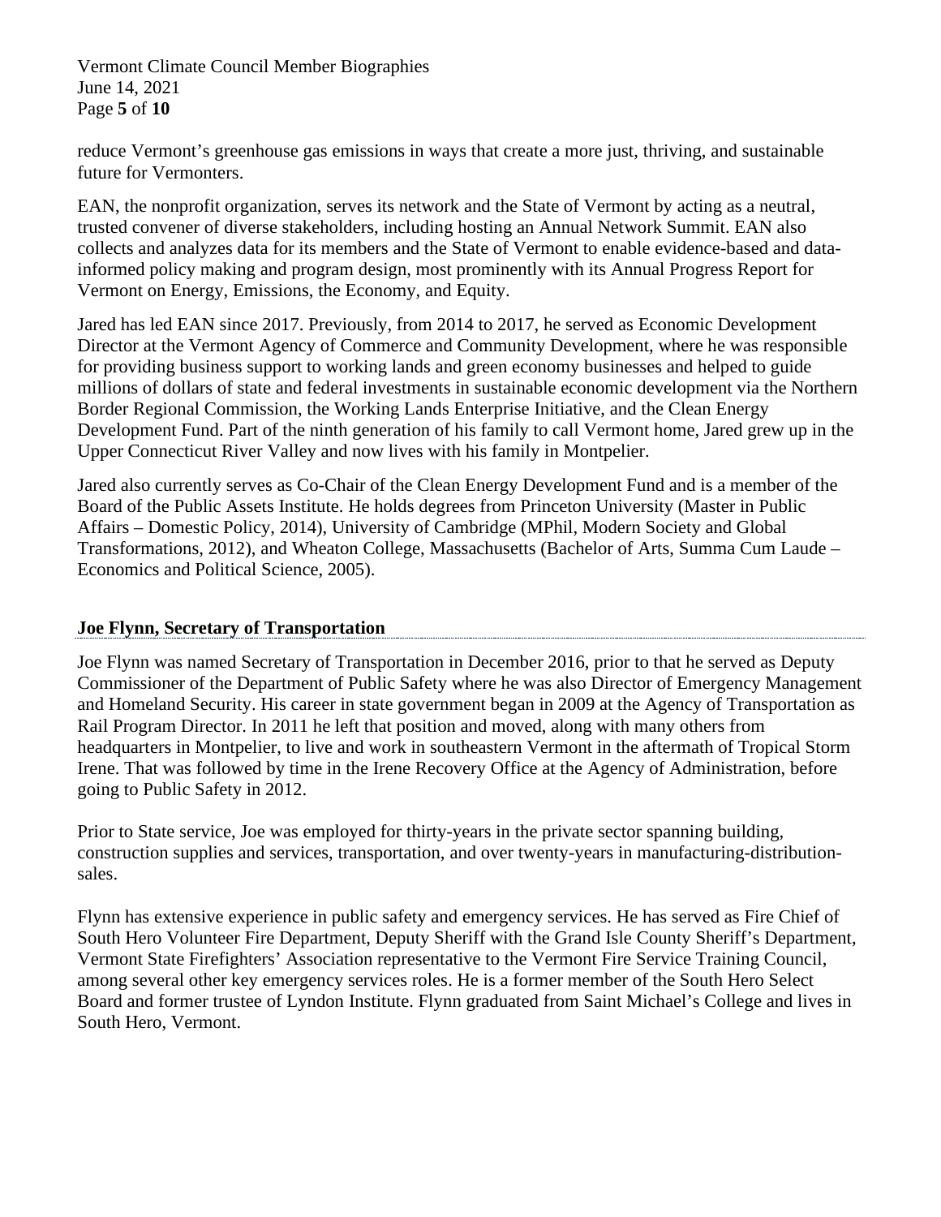reduce Vermont's greenhouse gas emissions in ways that create a more just, thriving, and sustainable future for Vermonters.

EAN, the nonprofit organization, serves its network and the State of Vermont by acting as a neutral, trusted convener of diverse stakeholders, including hosting an Annual Network Summit. EAN also collects and analyzes data for its members and the State of Vermont to enable evidence-based and data-informed policy making and program design, most prominently with its Annual Progress Report for Vermont on Energy, Emissions, the Economy, and Equity.

Jared has led EAN since 2017. Previously, from 2014 to 2017, he served as Economic Development Director at the Vermont Agency of Commerce and Community Development, where he was responsible for providing business support to working lands and green economy businesses and helped to guide millions of dollars of state and federal investments in sustainable economic development via the Northern Border Regional Commission, the Working Lands Enterprise Initiative, and the Clean Energy Development Fund. Part of the ninth generation of his family to call Vermont home, Jared grew up in the Upper Connecticut River Valley and now lives with his family in Montpelier.

Jared also currently serves as Co-Chair of the Clean Energy Development Fund and is a member of the Board of the Public Assets Institute. He holds degrees from Princeton University (Master in Public Affairs – Domestic Policy, 2014), University of Cambridge (MPhil, Modern Society and Global Transformations, 2012), and Wheaton College, Massachusetts (Bachelor of Arts, Summa Cum Laude – Economics and Political Science, 2005).

## Joe Flynn, Secretary of Transportation

Joe Flynn was named Secretary of Transportation in December 2016, prior to that he served as Deputy Commissioner of the Department of Public Safety where he was also Director of Emergency Management and Homeland Security. His career in state government began in 2009 at the Agency of Transportation as Rail Program Director. In 2011 he left that position and moved, along with many others from headquarters in Montpelier, to live and work in southeastern Vermont in the aftermath of Tropical Storm Irene. That was followed by time in the Irene Recovery Office at the Agency of Administration, before going to Public Safety in 2012.

Prior to State service, Joe was employed for thirty-years in the private sector spanning building, construction supplies and services, transportation, and over twenty-years in manufacturing-distribution-sales.

Flynn has extensive experience in public safety and emergency services. He has served as Fire Chief of South Hero Volunteer Fire Department, Deputy Sheriff with the Grand Isle County Sheriff's Department, Vermont State Firefighters' Association representative to the Vermont Fire Service Training Council, among several other key emergency services roles. He is a former member of the South Hero Select Board and former trustee of Lyndon Institute. Flynn graduated from Saint Michael's College and lives in South Hero, Vermont.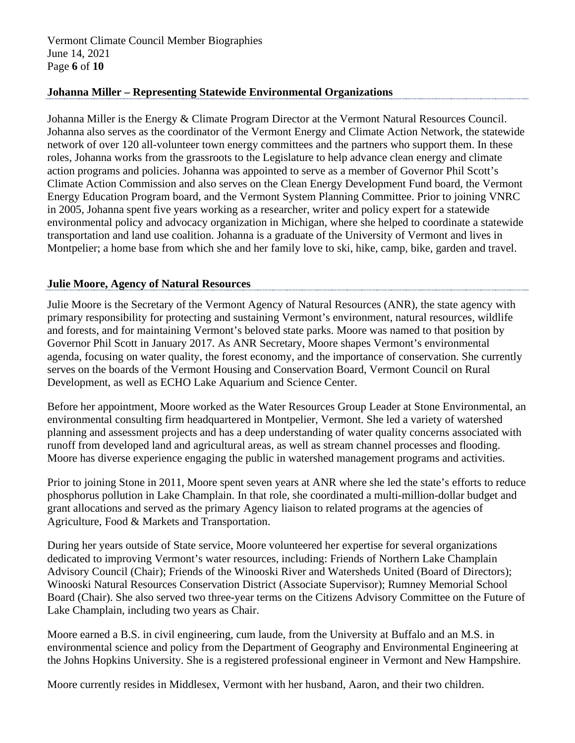**Johanna Miller – Representing Statewide Environmental Organizations**

Johanna Miller is the Energy & Climate Program Director at the Vermont Natural Resources Council. Johanna also serves as the coordinator of the Vermont Energy and Climate Action Network, the statewide network of over 120 all-volunteer town energy committees and the partners who support them. In these roles, Johanna works from the grassroots to the Legislature to help advance clean energy and climate action programs and policies. Johanna was appointed to serve as a member of Governor Phil Scott's Climate Action Commission and also serves on the Clean Energy Development Fund board, the Vermont Energy Education Program board, and the Vermont System Planning Committee. Prior to joining VNRC in 2005, Johanna spent five years working as a researcher, writer and policy expert for a statewide environmental policy and advocacy organization in Michigan, where she helped to coordinate a statewide transportation and land use coalition. Johanna is a graduate of the University of Vermont and lives in Montpelier; a home base from which she and her family love to ski, hike, camp, bike, garden and travel.

**Julie Moore, Agency of Natural Resources**

Julie Moore is the Secretary of the Vermont Agency of Natural Resources (ANR), the state agency with primary responsibility for protecting and sustaining Vermont's environment, natural resources, wildlife and forests, and for maintaining Vermont's beloved state parks. Moore was named to that position by Governor Phil Scott in January 2017. As ANR Secretary, Moore shapes Vermont's environmental agenda, focusing on water quality, the forest economy, and the importance of conservation. She currently serves on the boards of the Vermont Housing and Conservation Board, Vermont Council on Rural Development, as well as ECHO Lake Aquarium and Science Center.

Before her appointment, Moore worked as the Water Resources Group Leader at Stone Environmental, an environmental consulting firm headquartered in Montpelier, Vermont. She led a variety of watershed planning and assessment projects and has a deep understanding of water quality concerns associated with runoff from developed land and agricultural areas, as well as stream channel processes and flooding. Moore has diverse experience engaging the public in watershed management programs and activities.

Prior to joining Stone in 2011, Moore spent seven years at ANR where she led the state's efforts to reduce phosphorus pollution in Lake Champlain. In that role, she coordinated a multi-million-dollar budget and grant allocations and served as the primary Agency liaison to related programs at the agencies of Agriculture, Food & Markets and Transportation.

During her years outside of State service, Moore volunteered her expertise for several organizations dedicated to improving Vermont's water resources, including: Friends of Northern Lake Champlain Advisory Council (Chair); Friends of the Winooski River and Watersheds United (Board of Directors); Winooski Natural Resources Conservation District (Associate Supervisor); Rumney Memorial School Board (Chair). She also served two three-year terms on the Citizens Advisory Committee on the Future of Lake Champlain, including two years as Chair.

Moore earned a B.S. in civil engineering, cum laude, from the University at Buffalo and an M.S. in environmental science and policy from the Department of Geography and Environmental Engineering at the Johns Hopkins University. She is a registered professional engineer in Vermont and New Hampshire.

Moore currently resides in Middlesex, Vermont with her husband, Aaron, and their two children.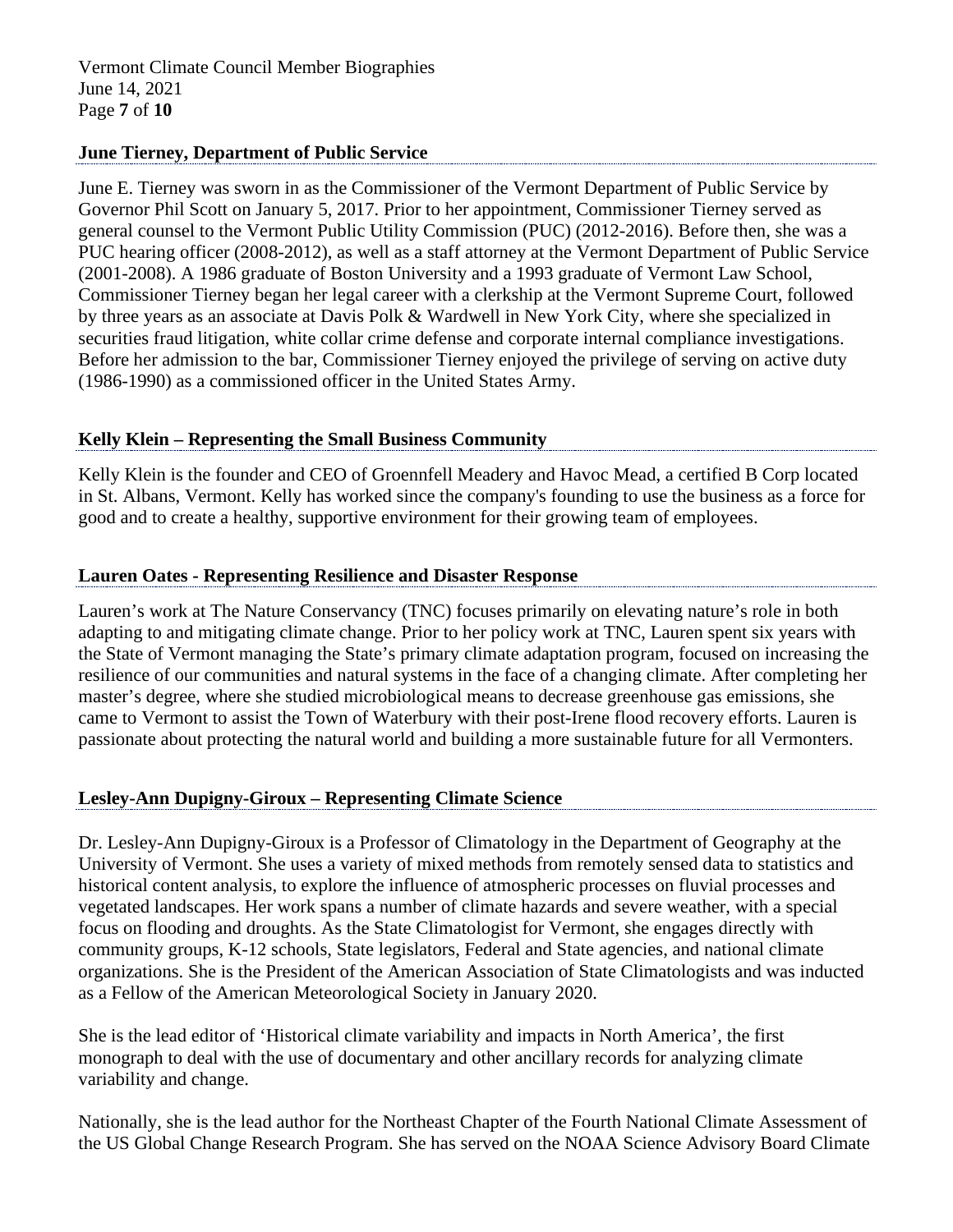**June Tierney, Department of Public Service**

June E. Tierney was sworn in as the Commissioner of the Vermont Department of Public Service by Governor Phil Scott on January 5, 2017. Prior to her appointment, Commissioner Tierney served as general counsel to the Vermont Public Utility Commission (PUC) (2012-2016). Before then, she was a PUC hearing officer (2008-2012), as well as a staff attorney at the Vermont Department of Public Service (2001-2008). A 1986 graduate of Boston University and a 1993 graduate of Vermont Law School, Commissioner Tierney began her legal career with a clerkship at the Vermont Supreme Court, followed by three years as an associate at Davis Polk & Wardwell in New York City, where she specialized in securities fraud litigation, white collar crime defense and corporate internal compliance investigations. Before her admission to the bar, Commissioner Tierney enjoyed the privilege of serving on active duty (1986-1990) as a commissioned officer in the United States Army.

**Kelly Klein – Representing the Small Business Community**

Kelly Klein is the founder and CEO of Groennfell Meadery and Havoc Mead, a certified B Corp located in St. Albans, Vermont. Kelly has worked since the company's founding to use the business as a force for good and to create a healthy, supportive environment for their growing team of employees.

**Lauren Oates - Representing Resilience and Disaster Response**

Lauren's work at The Nature Conservancy (TNC) focuses primarily on elevating nature's role in both adapting to and mitigating climate change. Prior to her policy work at TNC, Lauren spent six years with the State of Vermont managing the State's primary climate adaptation program, focused on increasing the resilience of our communities and natural systems in the face of a changing climate. After completing her master's degree, where she studied microbiological means to decrease greenhouse gas emissions, she came to Vermont to assist the Town of Waterbury with their post-Irene flood recovery efforts. Lauren is passionate about protecting the natural world and building a more sustainable future for all Vermonters.

**Lesley-Ann Dupigny-Giroux – Representing Climate Science**

Dr. Lesley-Ann Dupigny-Giroux is a Professor of Climatology in the Department of Geography at the University of Vermont. She uses a variety of mixed methods from remotely sensed data to statistics and historical content analysis, to explore the influence of atmospheric processes on fluvial processes and vegetated landscapes. Her work spans a number of climate hazards and severe weather, with a special focus on flooding and droughts. As the State Climatologist for Vermont, she engages directly with community groups, K-12 schools, State legislators, Federal and State agencies, and national climate organizations. She is the President of the American Association of State Climatologists and was inducted as a Fellow of the American Meteorological Society in January 2020.

She is the lead editor of 'Historical climate variability and impacts in North America', the first monograph to deal with the use of documentary and other ancillary records for analyzing climate variability and change.

Nationally, she is the lead author for the Northeast Chapter of the Fourth National Climate Assessment of the US Global Change Research Program. She has served on the NOAA Science Advisory Board Climate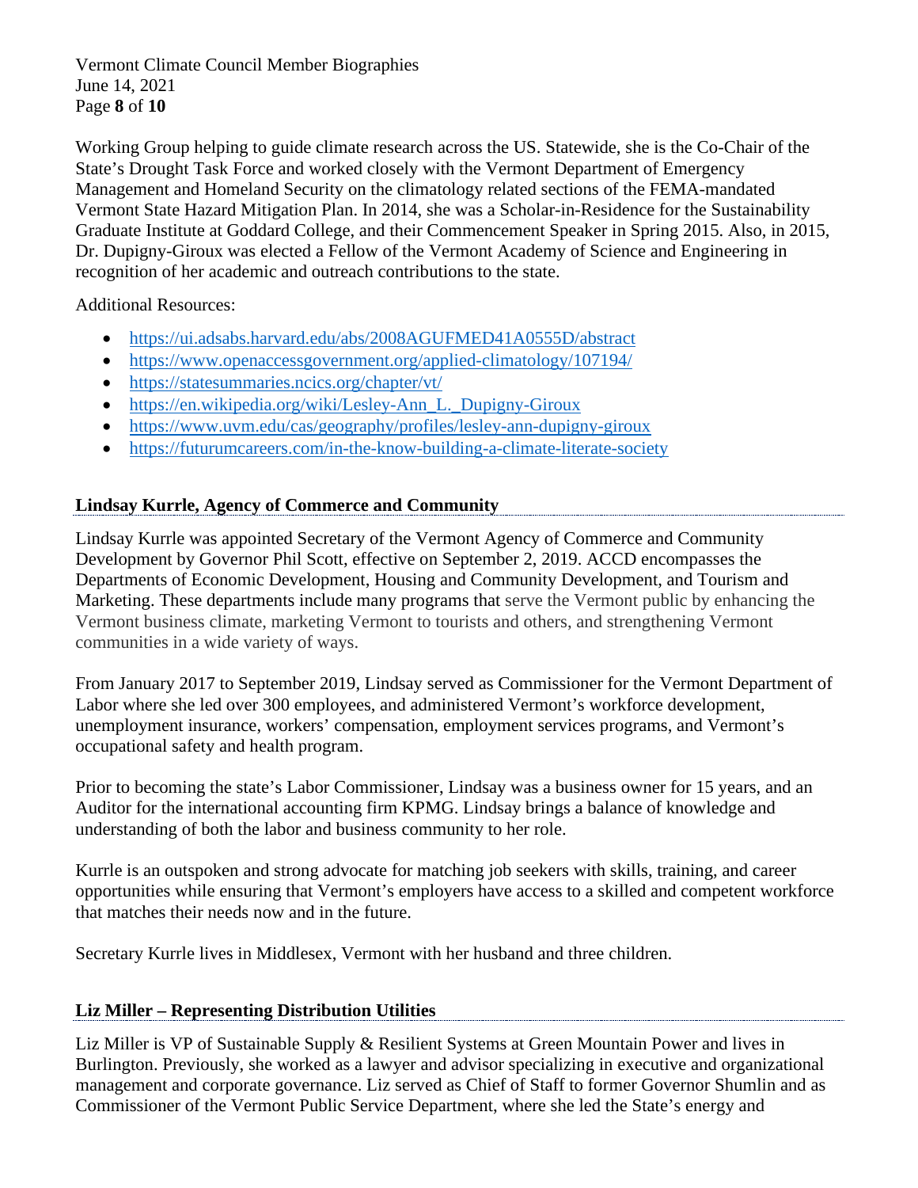Working Group helping to guide climate research across the US. Statewide, she is the Co-Chair of the State's Drought Task Force and worked closely with the Vermont Department of Emergency Management and Homeland Security on the climatology related sections of the FEMA-mandated Vermont State Hazard Mitigation Plan. In 2014, she was a Scholar-in-Residence for the Sustainability Graduate Institute at Goddard College, and their Commencement Speaker in Spring 2015. Also, in 2015, Dr. Dupigny-Giroux was elected a Fellow of the Vermont Academy of Science and Engineering in recognition of her academic and outreach contributions to the state.

Additional Resources:

- https://ui.adsabs.harvard.edu/abs/2008AGUFMED41A0555D/abstract
- https://www.openaccessgovernment.org/applied-climatology/107194/
- https://statesummaries.ncics.org/chapter/vt/
- https://en.wikipedia.org/wiki/Lesley-Ann_L._Dupigny-Giroux
- https://www.uvm.edu/cas/geography/profiles/lesley-ann-dupigny-giroux
- https://futurumcareers.com/in-the-know-building-a-climate-literate-society

## Lindsay Kurrle, Agency of Commerce and Community

Lindsay Kurrle was appointed Secretary of the Vermont Agency of Commerce and Community Development by Governor Phil Scott, effective on September 2, 2019. ACCD encompasses the Departments of Economic Development, Housing and Community Development, and Tourism and Marketing. These departments include many programs that serve the Vermont public by enhancing the Vermont business climate, marketing Vermont to tourists and others, and strengthening Vermont communities in a wide variety of ways.

From January 2017 to September 2019, Lindsay served as Commissioner for the Vermont Department of Labor where she led over 300 employees, and administered Vermont's workforce development, unemployment insurance, workers' compensation, employment services programs, and Vermont's occupational safety and health program.

Prior to becoming the state's Labor Commissioner, Lindsay was a business owner for 15 years, and an Auditor for the international accounting firm KPMG. Lindsay brings a balance of knowledge and understanding of both the labor and business community to her role.

Kurrle is an outspoken and strong advocate for matching job seekers with skills, training, and career opportunities while ensuring that Vermont's employers have access to a skilled and competent workforce that matches their needs now and in the future.

Secretary Kurrle lives in Middlesex, Vermont with her husband and three children.

## Liz Miller – Representing Distribution Utilities

Liz Miller is VP of Sustainable Supply & Resilient Systems at Green Mountain Power and lives in Burlington. Previously, she worked as a lawyer and advisor specializing in executive and organizational management and corporate governance. Liz served as Chief of Staff to former Governor Shumlin and as Commissioner of the Vermont Public Service Department, where she led the State's energy and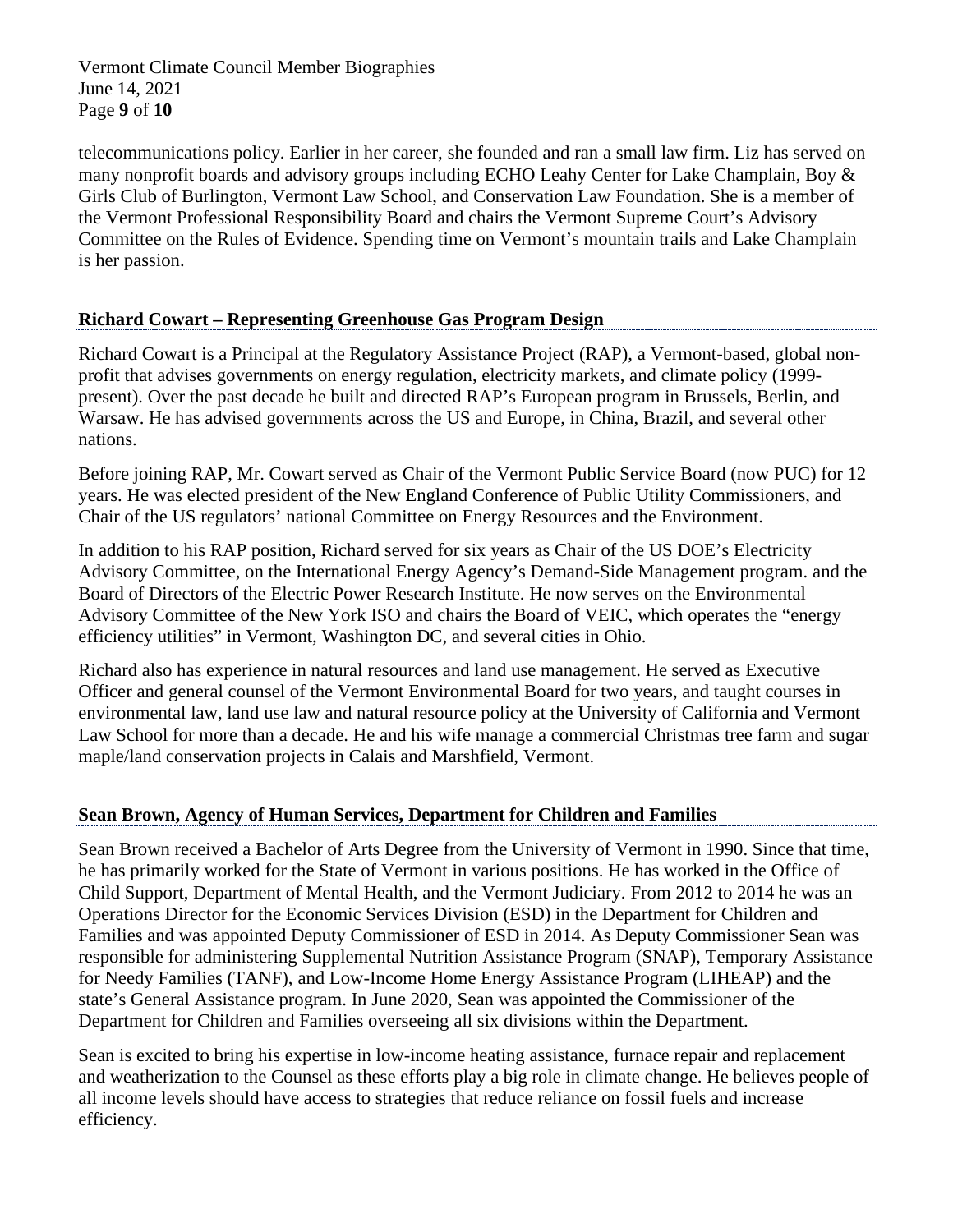telecommunications policy. Earlier in her career, she founded and ran a small law firm. Liz has served on many nonprofit boards and advisory groups including ECHO Leahy Center for Lake Champlain, Boy & Girls Club of Burlington, Vermont Law School, and Conservation Law Foundation. She is a member of the Vermont Professional Responsibility Board and chairs the Vermont Supreme Court's Advisory Committee on the Rules of Evidence. Spending time on Vermont's mountain trails and Lake Champlain is her passion.

## Richard Cowart – Representing Greenhouse Gas Program Design

Richard Cowart is a Principal at the Regulatory Assistance Project (RAP), a Vermont-based, global non-profit that advises governments on energy regulation, electricity markets, and climate policy (1999-present). Over the past decade he built and directed RAP's European program in Brussels, Berlin, and Warsaw. He has advised governments across the US and Europe, in China, Brazil, and several other nations.

Before joining RAP, Mr. Cowart served as Chair of the Vermont Public Service Board (now PUC) for 12 years. He was elected president of the New England Conference of Public Utility Commissioners, and Chair of the US regulators' national Committee on Energy Resources and the Environment.

In addition to his RAP position, Richard served for six years as Chair of the US DOE's Electricity Advisory Committee, on the International Energy Agency's Demand-Side Management program. and the Board of Directors of the Electric Power Research Institute. He now serves on the Environmental Advisory Committee of the New York ISO and chairs the Board of VEIC, which operates the "energy efficiency utilities" in Vermont, Washington DC, and several cities in Ohio.

Richard also has experience in natural resources and land use management. He served as Executive Officer and general counsel of the Vermont Environmental Board for two years, and taught courses in environmental law, land use law and natural resource policy at the University of California and Vermont Law School for more than a decade. He and his wife manage a commercial Christmas tree farm and sugar maple/land conservation projects in Calais and Marshfield, Vermont.

## Sean Brown, Agency of Human Services, Department for Children and Families

Sean Brown received a Bachelor of Arts Degree from the University of Vermont in 1990. Since that time, he has primarily worked for the State of Vermont in various positions. He has worked in the Office of Child Support, Department of Mental Health, and the Vermont Judiciary. From 2012 to 2014 he was an Operations Director for the Economic Services Division (ESD) in the Department for Children and Families and was appointed Deputy Commissioner of ESD in 2014. As Deputy Commissioner Sean was responsible for administering Supplemental Nutrition Assistance Program (SNAP), Temporary Assistance for Needy Families (TANF), and Low-Income Home Energy Assistance Program (LIHEAP) and the state's General Assistance program. In June 2020, Sean was appointed the Commissioner of the Department for Children and Families overseeing all six divisions within the Department.

Sean is excited to bring his expertise in low-income heating assistance, furnace repair and replacement and weatherization to the Counsel as these efforts play a big role in climate change. He believes people of all income levels should have access to strategies that reduce reliance on fossil fuels and increase efficiency.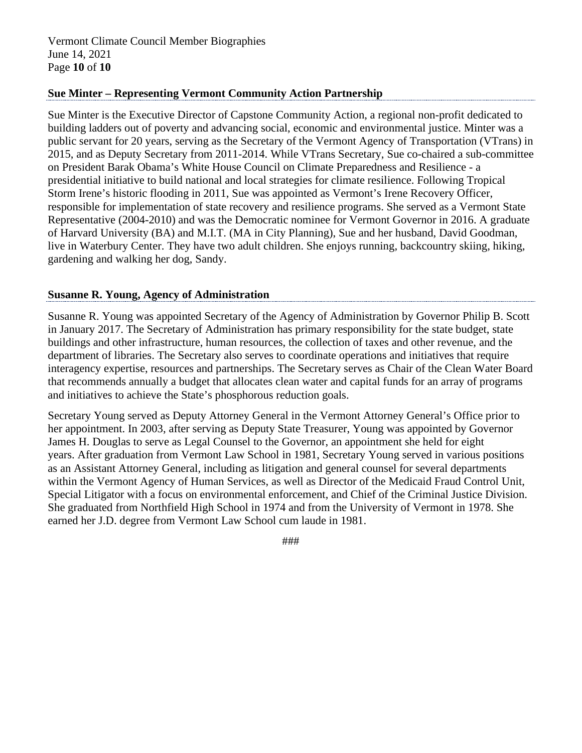## Sue Minter – Representing Vermont Community Action Partnership

Sue Minter is the Executive Director of Capstone Community Action, a regional non-profit dedicated to building ladders out of poverty and advancing social, economic and environmental justice. Minter was a public servant for 20 years, serving as the Secretary of the Vermont Agency of Transportation (VTrans) in 2015, and as Deputy Secretary from 2011-2014. While VTrans Secretary, Sue co-chaired a sub-committee on President Barak Obama's White House Council on Climate Preparedness and Resilience - a presidential initiative to build national and local strategies for climate resilience. Following Tropical Storm Irene's historic flooding in 2011, Sue was appointed as Vermont's Irene Recovery Officer, responsible for implementation of state recovery and resilience programs. She served as a Vermont State Representative (2004-2010) and was the Democratic nominee for Vermont Governor in 2016. A graduate of Harvard University (BA) and M.I.T. (MA in City Planning), Sue and her husband, David Goodman, live in Waterbury Center. They have two adult children. She enjoys running, backcountry skiing, hiking, gardening and walking her dog, Sandy.

## Susanne R. Young, Agency of Administration

Susanne R. Young was appointed Secretary of the Agency of Administration by Governor Philip B. Scott in January 2017. The Secretary of Administration has primary responsibility for the state budget, state buildings and other infrastructure, human resources, the collection of taxes and other revenue, and the department of libraries. The Secretary also serves to coordinate operations and initiatives that require interagency expertise, resources and partnerships. The Secretary serves as Chair of the Clean Water Board that recommends annually a budget that allocates clean water and capital funds for an array of programs and initiatives to achieve the State's phosphorous reduction goals.

Secretary Young served as Deputy Attorney General in the Vermont Attorney General's Office prior to her appointment. In 2003, after serving as Deputy State Treasurer, Young was appointed by Governor James H. Douglas to serve as Legal Counsel to the Governor, an appointment she held for eight years. After graduation from Vermont Law School in 1981, Secretary Young served in various positions as an Assistant Attorney General, including as litigation and general counsel for several departments within the Vermont Agency of Human Services, as well as Director of the Medicaid Fraud Control Unit, Special Litigator with a focus on environmental enforcement, and Chief of the Criminal Justice Division. She graduated from Northfield High School in 1974 and from the University of Vermont in 1978. She earned her J.D. degree from Vermont Law School cum laude in 1981.

###